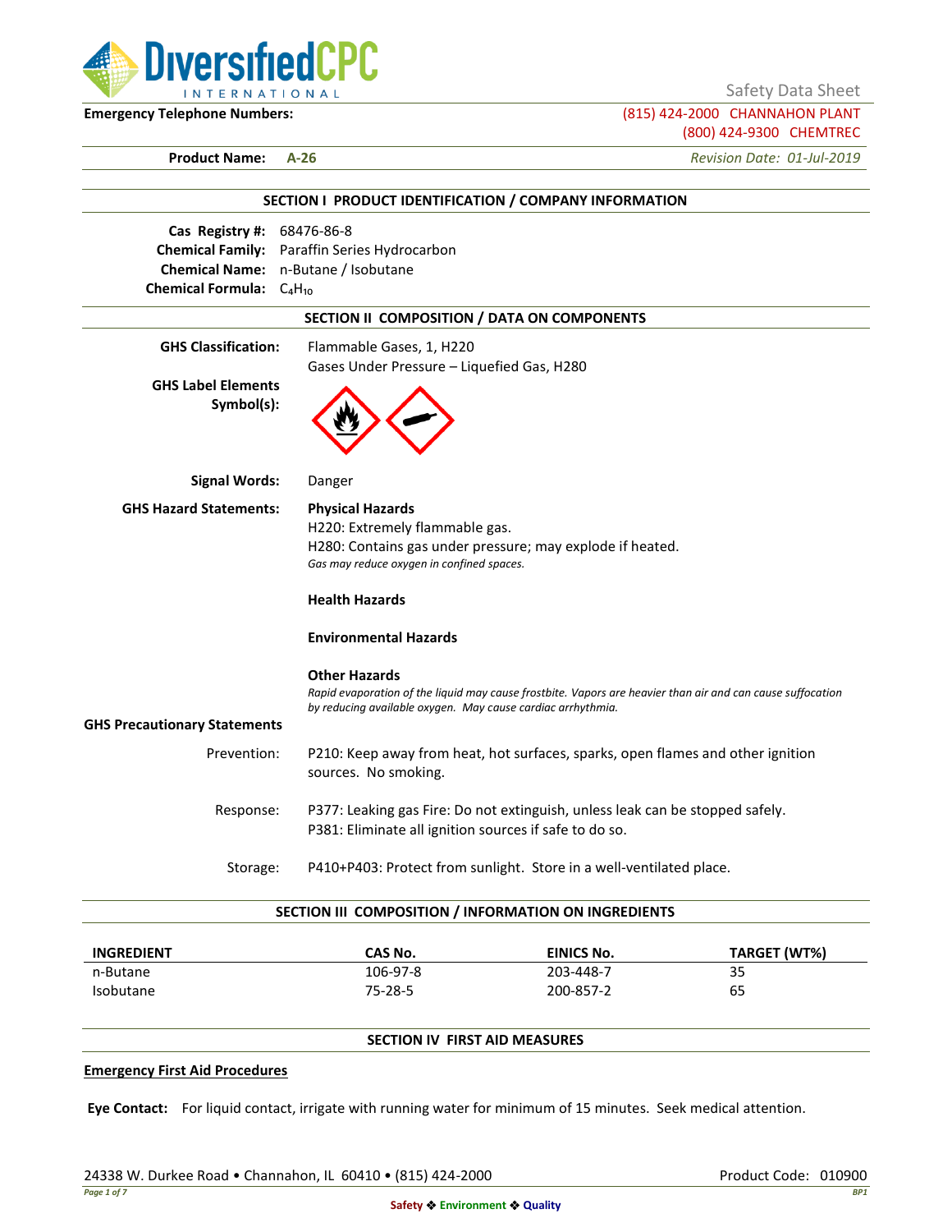Safety Data Sheet

**Emergency Telephone Numbers:**

(815) 424-2000 CHANNAHON PLANT
(800) 424-9300 CHEMTREC

**Product Name:** **A-26**

*Revision Date: 01-Jul-2019*

## SECTION I PRODUCT IDENTIFICATION / COMPANY INFORMATION

**Cas Registry #:** 68476-86-8
**Chemical Family:** Paraffin Series Hydrocarbon
**Chemical Name:** n-Butane / Isobutane
**Chemical Formula:** $C_4H_{10}$

## SECTION II COMPOSITION / DATA ON COMPONENTS

**GHS Classification:** Flammable Gases, 1, H220
Gases Under Pressure – Liquefied Gas, H280

**GHS Label Elements Symbol(s):**

**Signal Words:** Danger

**GHS Hazard Statements:**

**Physical Hazards**
H220: Extremely flammable gas.
H280: Contains gas under pressure; may explode if heated.
*Gas may reduce oxygen in confined spaces.*

**Health Hazards**

**Environmental Hazards**

**Other Hazards**
*Rapid evaporation of the liquid may cause frostbite. Vapors are heavier than air and can cause suffocation by reducing available oxygen. May cause cardiac arrhythmia.*

**GHS Precautionary Statements**

Prevention: P210: Keep away from heat, hot surfaces, sparks, open flames and other ignition sources. No smoking.

Response: P377: Leaking gas Fire: Do not extinguish, unless leak can be stopped safely.
P381: Eliminate all ignition sources if safe to do so.

Storage: P410+P403: Protect from sunlight. Store in a well-ventilated place.

## SECTION III COMPOSITION / INFORMATION ON INGREDIENTS

| INGREDIENT | CAS No. | EINICS No. | TARGET (WT%) |
|---|---|---|---|
| n-Butane | 106-97-8 | 203-448-7 | 35 |
| Isobutane | 75-28-5 | 200-857-2 | 65 |

## SECTION IV FIRST AID MEASURES

**Emergency First Aid Procedures**

**Eye Contact:** For liquid contact, irrigate with running water for minimum of 15 minutes. Seek medical attention.

24338 W. Durkee Road • Channahon, IL 60410 • (815) 424-2000

Product Code: 010900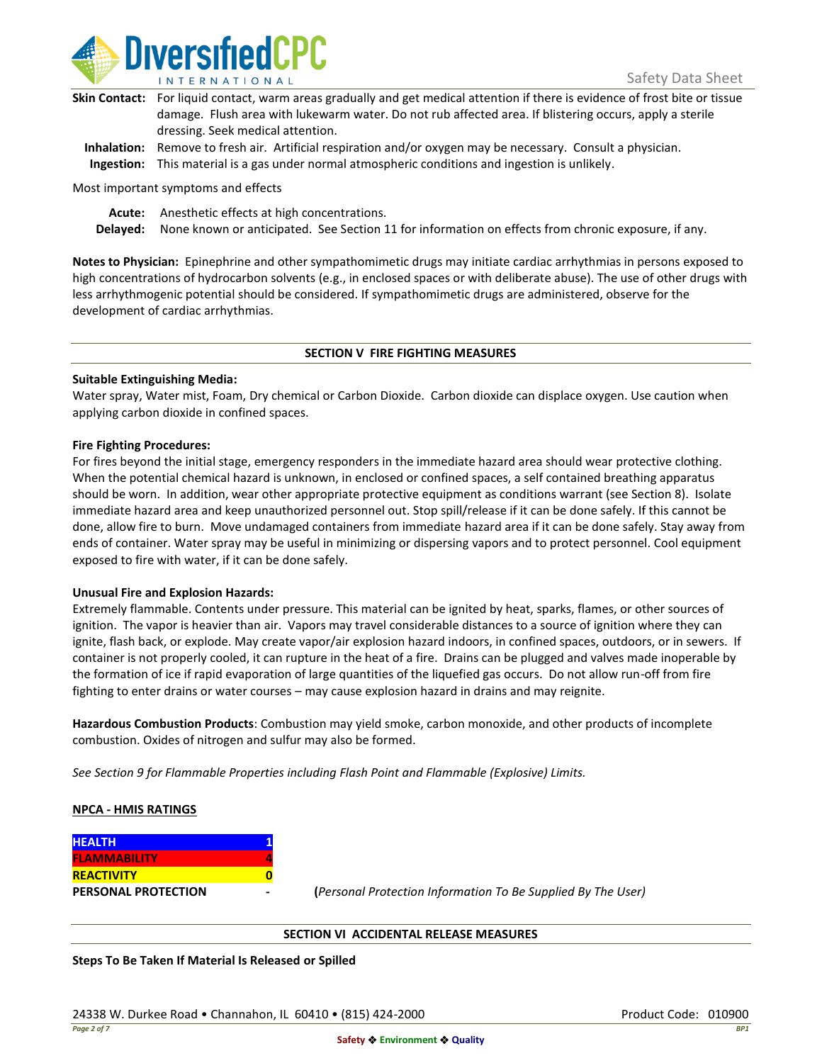**Skin Contact:** For liquid contact, warm areas gradually and get medical attention if there is evidence of frost bite or tissue damage. Flush area with lukewarm water. Do not rub affected area. If blistering occurs, apply a sterile dressing. Seek medical attention.

**Inhalation:** Remove to fresh air. Artificial respiration and/or oxygen may be necessary. Consult a physician.

**Ingestion:** This material is a gas under normal atmospheric conditions and ingestion is unlikely.

Most important symptoms and effects

**Acute:** Anesthetic effects at high concentrations.

**Delayed:** None known or anticipated. See Section 11 for information on effects from chronic exposure, if any.

**Notes to Physician:** Epinephrine and other sympathomimetic drugs may initiate cardiac arrhythmias in persons exposed to high concentrations of hydrocarbon solvents (e.g., in enclosed spaces or with deliberate abuse). The use of other drugs with less arrhythmogenic potential should be considered. If sympathomimetic drugs are administered, observe for the development of cardiac arrhythmias.

## SECTION V FIRE FIGHTING MEASURES

**Suitable Extinguishing Media:**
Water spray, Water mist, Foam, Dry chemical or Carbon Dioxide. Carbon dioxide can displace oxygen. Use caution when applying carbon dioxide in confined spaces.

**Fire Fighting Procedures:**
For fires beyond the initial stage, emergency responders in the immediate hazard area should wear protective clothing. When the potential chemical hazard is unknown, in enclosed or confined spaces, a self contained breathing apparatus should be worn. In addition, wear other appropriate protective equipment as conditions warrant (see Section 8). Isolate immediate hazard area and keep unauthorized personnel out. Stop spill/release if it can be done safely. If this cannot be done, allow fire to burn. Move undamaged containers from immediate hazard area if it can be done safely. Stay away from ends of container. Water spray may be useful in minimizing or dispersing vapors and to protect personnel. Cool equipment exposed to fire with water, if it can be done safely.

**Unusual Fire and Explosion Hazards:**
Extremely flammable. Contents under pressure. This material can be ignited by heat, sparks, flames, or other sources of ignition. The vapor is heavier than air. Vapors may travel considerable distances to a source of ignition where they can ignite, flash back, or explode. May create vapor/air explosion hazard indoors, in confined spaces, outdoors, or in sewers. If container is not properly cooled, it can rupture in the heat of a fire. Drains can be plugged and valves made inoperable by the formation of ice if rapid evaporation of large quantities of the liquefied gas occurs. Do not allow run-off from fire fighting to enter drains or water courses – may cause explosion hazard in drains and may reignite.

**Hazardous Combustion Products**: Combustion may yield smoke, carbon monoxide, and other products of incomplete combustion. Oxides of nitrogen and sulfur may also be formed.

*See Section 9 for Flammable Properties including Flash Point and Flammable (Explosive) Limits.*

**NPCA - HMIS RATINGS**

| | |
|---|---|
| HEALTH | 1 |
| FLAMMABILITY | 4 |
| REACTIVITY | 0 |
| PERSONAL PROTECTION | - |

(*Personal Protection Information To Be Supplied By The User)*

## SECTION VI ACCIDENTAL RELEASE MEASURES

**Steps To Be Taken If Material Is Released or Spilled**

24338 W. Durkee Road • Channahon, IL 60410 • (815) 424-2000

Product Code: 010900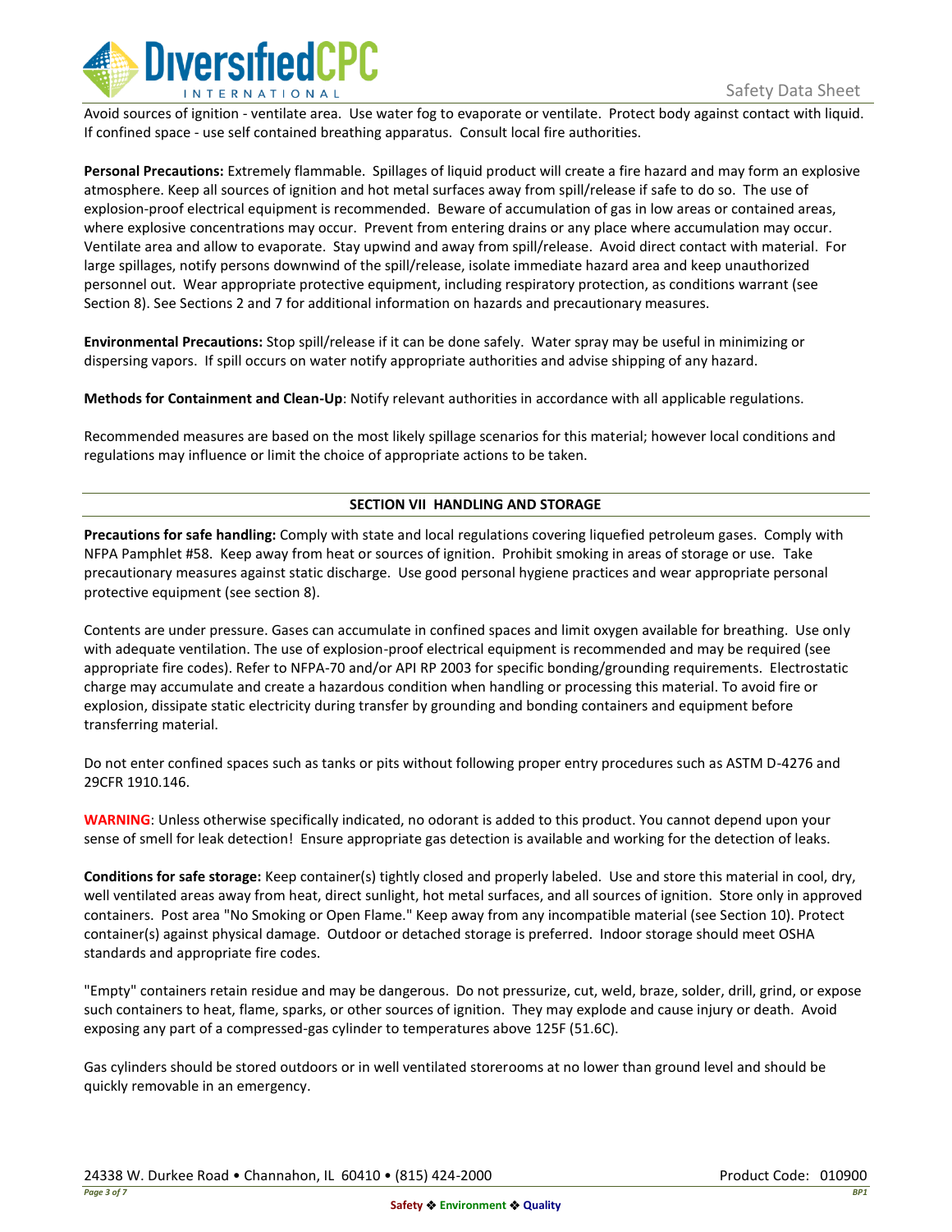Avoid sources of ignition - ventilate area. Use water fog to evaporate or ventilate. Protect body against contact with liquid. If confined space - use self contained breathing apparatus. Consult local fire authorities.

**Personal Precautions:** Extremely flammable. Spillages of liquid product will create a fire hazard and may form an explosive atmosphere. Keep all sources of ignition and hot metal surfaces away from spill/release if safe to do so. The use of explosion-proof electrical equipment is recommended. Beware of accumulation of gas in low areas or contained areas, where explosive concentrations may occur. Prevent from entering drains or any place where accumulation may occur. Ventilate area and allow to evaporate. Stay upwind and away from spill/release. Avoid direct contact with material. For large spillages, notify persons downwind of the spill/release, isolate immediate hazard area and keep unauthorized personnel out. Wear appropriate protective equipment, including respiratory protection, as conditions warrant (see Section 8). See Sections 2 and 7 for additional information on hazards and precautionary measures.

**Environmental Precautions:** Stop spill/release if it can be done safely. Water spray may be useful in minimizing or dispersing vapors. If spill occurs on water notify appropriate authorities and advise shipping of any hazard.

**Methods for Containment and Clean-Up**: Notify relevant authorities in accordance with all applicable regulations.

Recommended measures are based on the most likely spillage scenarios for this material; however local conditions and regulations may influence or limit the choice of appropriate actions to be taken.

## SECTION VII HANDLING AND STORAGE

**Precautions for safe handling:** Comply with state and local regulations covering liquefied petroleum gases. Comply with NFPA Pamphlet #58. Keep away from heat or sources of ignition. Prohibit smoking in areas of storage or use. Take precautionary measures against static discharge. Use good personal hygiene practices and wear appropriate personal protective equipment (see section 8).

Contents are under pressure. Gases can accumulate in confined spaces and limit oxygen available for breathing. Use only with adequate ventilation. The use of explosion-proof electrical equipment is recommended and may be required (see appropriate fire codes). Refer to NFPA-70 and/or API RP 2003 for specific bonding/grounding requirements. Electrostatic charge may accumulate and create a hazardous condition when handling or processing this material. To avoid fire or explosion, dissipate static electricity during transfer by grounding and bonding containers and equipment before transferring material.

Do not enter confined spaces such as tanks or pits without following proper entry procedures such as ASTM D-4276 and 29CFR 1910.146.

**WARNING**: Unless otherwise specifically indicated, no odorant is added to this product. You cannot depend upon your sense of smell for leak detection! Ensure appropriate gas detection is available and working for the detection of leaks.

**Conditions for safe storage:** Keep container(s) tightly closed and properly labeled. Use and store this material in cool, dry, well ventilated areas away from heat, direct sunlight, hot metal surfaces, and all sources of ignition. Store only in approved containers. Post area "No Smoking or Open Flame." Keep away from any incompatible material (see Section 10). Protect container(s) against physical damage. Outdoor or detached storage is preferred. Indoor storage should meet OSHA standards and appropriate fire codes.

"Empty" containers retain residue and may be dangerous. Do not pressurize, cut, weld, braze, solder, drill, grind, or expose such containers to heat, flame, sparks, or other sources of ignition. They may explode and cause injury or death. Avoid exposing any part of a compressed-gas cylinder to temperatures above 125F (51.6C).

Gas cylinders should be stored outdoors or in well ventilated storerooms at no lower than ground level and should be quickly removable in an emergency.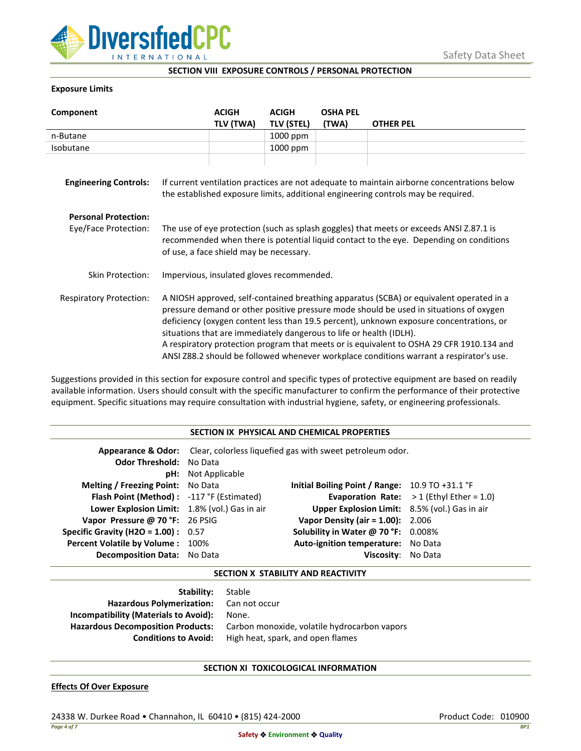## SECTION VIII EXPOSURE CONTROLS / PERSONAL PROTECTION

**Exposure Limits**

| Component | ACIGH TLV (TWA) | ACIGH TLV (STEL) | OSHA PEL (TWA) | OTHER PEL |
|---|---|---|---|---|
| n-Butane | | 1000 ppm | | |
| Isobutane | | 1000 ppm | | |
| | | | | |

**Engineering Controls:** If current ventilation practices are not adequate to maintain airborne concentrations below the established exposure limits, additional engineering controls may be required.

**Personal Protection:**

Eye/Face Protection: The use of eye protection (such as splash goggles) that meets or exceeds ANSI Z.87.1 is recommended when there is potential liquid contact to the eye. Depending on conditions of use, a face shield may be necessary.

Skin Protection: Impervious, insulated gloves recommended.

Respiratory Protection: A NIOSH approved, self-contained breathing apparatus (SCBA) or equivalent operated in a pressure demand or other positive pressure mode should be used in situations of oxygen deficiency (oxygen content less than 19.5 percent), unknown exposure concentrations, or situations that are immediately dangerous to life or health (IDLH).
A respiratory protection program that meets or is equivalent to OSHA 29 CFR 1910.134 and ANSI Z88.2 should be followed whenever workplace conditions warrant a respirator's use.

Suggestions provided in this section for exposure control and specific types of protective equipment are based on readily available information. Users should consult with the specific manufacturer to confirm the performance of their protective equipment. Specific situations may require consultation with industrial hygiene, safety, or engineering professionals.

## SECTION IX PHYSICAL AND CHEMICAL PROPERTIES

**Appearance & Odor:** Clear, colorless liquefied gas with sweet petroleum odor.

**Odor Threshold:** No Data

**pH:** Not Applicable

| | | | |
|---|---|---|---|
| **Melting / Freezing Point:** | No Data | **Initial Boiling Point / Range:** | 10.9 TO +31.1 °F |
| **Flash Point (Method) :** | -117 °F (Estimated) | **Evaporation Rate:** | > 1 (Ethyl Ether = 1.0) |
| **Lower Explosion Limit:** | 1.8% (vol.) Gas in air | **Upper Explosion Limit:** | 8.5% (vol.) Gas in air |
| **Vapor Pressure @ 70 °F:** | 26 PSIG | **Vapor Density (air = 1.00):** | 2.006 |
| **Specific Gravity (H2O = 1.00) :** | 0.57 | **Solubility in Water @ 70 °F:** | 0.008% |
| **Percent Volatile by Volume :** | 100% | **Auto-ignition temperature:** | No Data |
| **Decomposition Data:** | No Data | **Viscosity:** | No Data |

## SECTION X STABILITY AND REACTIVITY

**Stability:** Stable

**Hazardous Polymerization:** Can not occur

**Incompatibility (Materials to Avoid):** None.

**Hazardous Decomposition Products:** Carbon monoxide, volatile hydrocarbon vapors

**Conditions to Avoid:** High heat, spark, and open flames

## SECTION XI TOXICOLOGICAL INFORMATION

**Effects Of Over Exposure**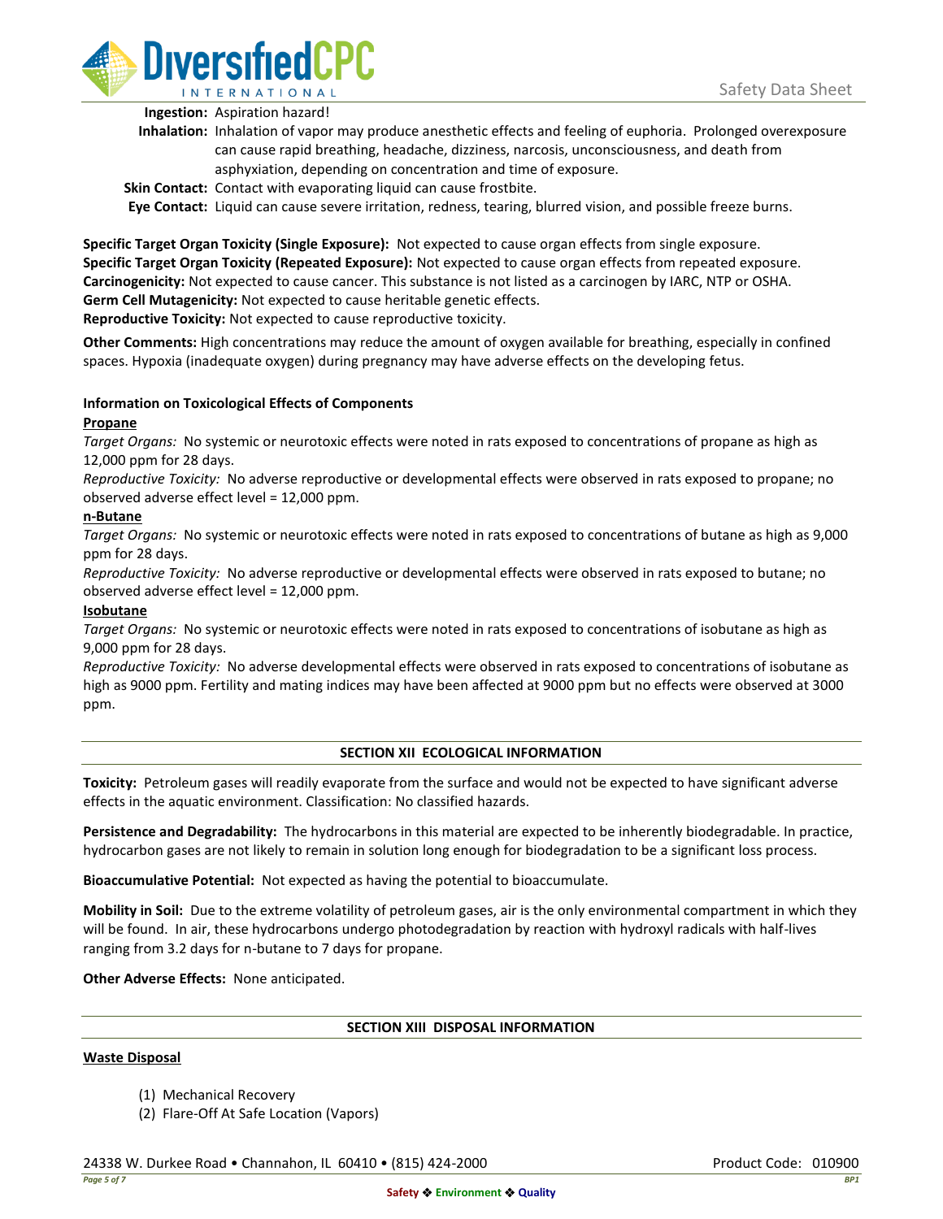**Ingestion:** Aspiration hazard!

**Inhalation:** Inhalation of vapor may produce anesthetic effects and feeling of euphoria. Prolonged overexposure can cause rapid breathing, headache, dizziness, narcosis, unconsciousness, and death from asphyxiation, depending on concentration and time of exposure.

**Skin Contact:** Contact with evaporating liquid can cause frostbite.

**Eye Contact:** Liquid can cause severe irritation, redness, tearing, blurred vision, and possible freeze burns.

**Specific Target Organ Toxicity (Single Exposure):** Not expected to cause organ effects from single exposure.
**Specific Target Organ Toxicity (Repeated Exposure):** Not expected to cause organ effects from repeated exposure.
**Carcinogenicity:** Not expected to cause cancer. This substance is not listed as a carcinogen by IARC, NTP or OSHA.
**Germ Cell Mutagenicity:** Not expected to cause heritable genetic effects.
**Reproductive Toxicity:** Not expected to cause reproductive toxicity.

**Other Comments:** High concentrations may reduce the amount of oxygen available for breathing, especially in confined spaces. Hypoxia (inadequate oxygen) during pregnancy may have adverse effects on the developing fetus.

**Information on Toxicological Effects of Components**

**Propane**

*Target Organs:* No systemic or neurotoxic effects were noted in rats exposed to concentrations of propane as high as 12,000 ppm for 28 days.

*Reproductive Toxicity:* No adverse reproductive or developmental effects were observed in rats exposed to propane; no observed adverse effect level = 12,000 ppm.

**n-Butane**

*Target Organs:* No systemic or neurotoxic effects were noted in rats exposed to concentrations of butane as high as 9,000 ppm for 28 days.

*Reproductive Toxicity:* No adverse reproductive or developmental effects were observed in rats exposed to butane; no observed adverse effect level = 12,000 ppm.

**Isobutane**

*Target Organs:* No systemic or neurotoxic effects were noted in rats exposed to concentrations of isobutane as high as 9,000 ppm for 28 days.

*Reproductive Toxicity:* No adverse developmental effects were observed in rats exposed to concentrations of isobutane as high as 9000 ppm. Fertility and mating indices may have been affected at 9000 ppm but no effects were observed at 3000 ppm.

## SECTION XII ECOLOGICAL INFORMATION

**Toxicity:** Petroleum gases will readily evaporate from the surface and would not be expected to have significant adverse effects in the aquatic environment. Classification: No classified hazards.

**Persistence and Degradability:** The hydrocarbons in this material are expected to be inherently biodegradable. In practice, hydrocarbon gases are not likely to remain in solution long enough for biodegradation to be a significant loss process.

**Bioaccumulative Potential:** Not expected as having the potential to bioaccumulate.

**Mobility in Soil:** Due to the extreme volatility of petroleum gases, air is the only environmental compartment in which they will be found. In air, these hydrocarbons undergo photodegradation by reaction with hydroxyl radicals with half-lives ranging from 3.2 days for n-butane to 7 days for propane.

**Other Adverse Effects:** None anticipated.

## SECTION XIII DISPOSAL INFORMATION

**Waste Disposal**

(1) Mechanical Recovery
(2) Flare-Off At Safe Location (Vapors)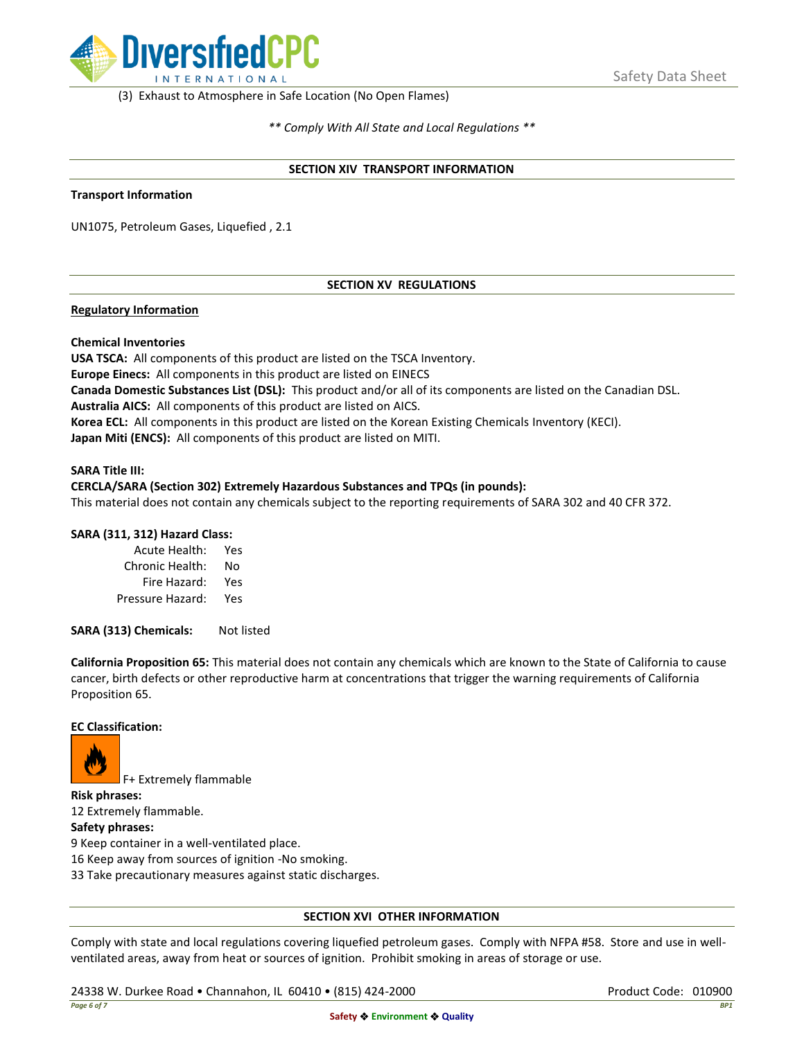(3) Exhaust to Atmosphere in Safe Location (No Open Flames)

*** Comply With All State and Local Regulations ***

## SECTION XIV TRANSPORT INFORMATION

**Transport Information**

UN1075, Petroleum Gases, Liquefied , 2.1

## SECTION XV REGULATIONS

**Regulatory Information**

**Chemical Inventories**

**USA TSCA:** All components of this product are listed on the TSCA Inventory.
**Europe Einecs:** All components in this product are listed on EINECS
**Canada Domestic Substances List (DSL):** This product and/or all of its components are listed on the Canadian DSL.
**Australia AICS:** All components of this product are listed on AICS.
**Korea ECL:** All components in this product are listed on the Korean Existing Chemicals Inventory (KECI).
**Japan Miti (ENCS):** All components of this product are listed on MITI.

**SARA Title III:**
**CERCLA/SARA (Section 302) Extremely Hazardous Substances and TPQs (in pounds):**
This material does not contain any chemicals subject to the reporting requirements of SARA 302 and 40 CFR 372.

**SARA (311, 312) Hazard Class:**

| | |
|---|---|
| Acute Health: | Yes |
| Chronic Health: | No |
| Fire Hazard: | Yes |
| Pressure Hazard: | Yes |

**SARA (313) Chemicals:** Not listed

**California Proposition 65:** This material does not contain any chemicals which are known to the State of California to cause cancer, birth defects or other reproductive harm at concentrations that trigger the warning requirements of California Proposition 65.

**EC Classification:**

F+ Extremely flammable

**Risk phrases:**
12 Extremely flammable.
**Safety phrases:**
9 Keep container in a well-ventilated place.
16 Keep away from sources of ignition -No smoking.
33 Take precautionary measures against static discharges.

## SECTION XVI OTHER INFORMATION

Comply with state and local regulations covering liquefied petroleum gases. Comply with NFPA #58. Store and use in well-ventilated areas, away from heat or sources of ignition. Prohibit smoking in areas of storage or use.

24338 W. Durkee Road • Channahon, IL 60410 • (815) 424-2000 Product Code: 010900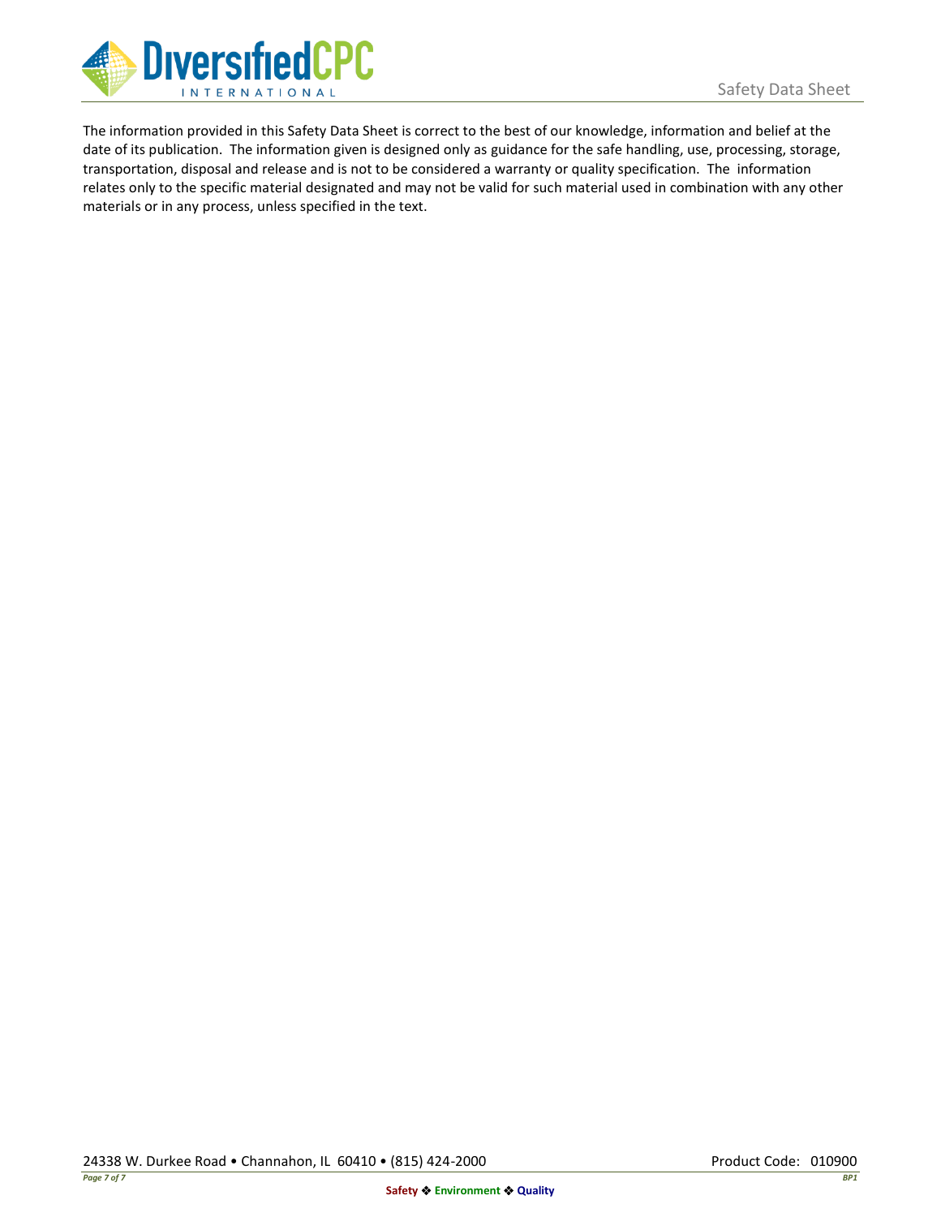The information provided in this Safety Data Sheet is correct to the best of our knowledge, information and belief at the date of its publication. The information given is designed only as guidance for the safe handling, use, processing, storage, transportation, disposal and release and is not to be considered a warranty or quality specification. The information relates only to the specific material designated and may not be valid for such material used in combination with any other materials or in any process, unless specified in the text.